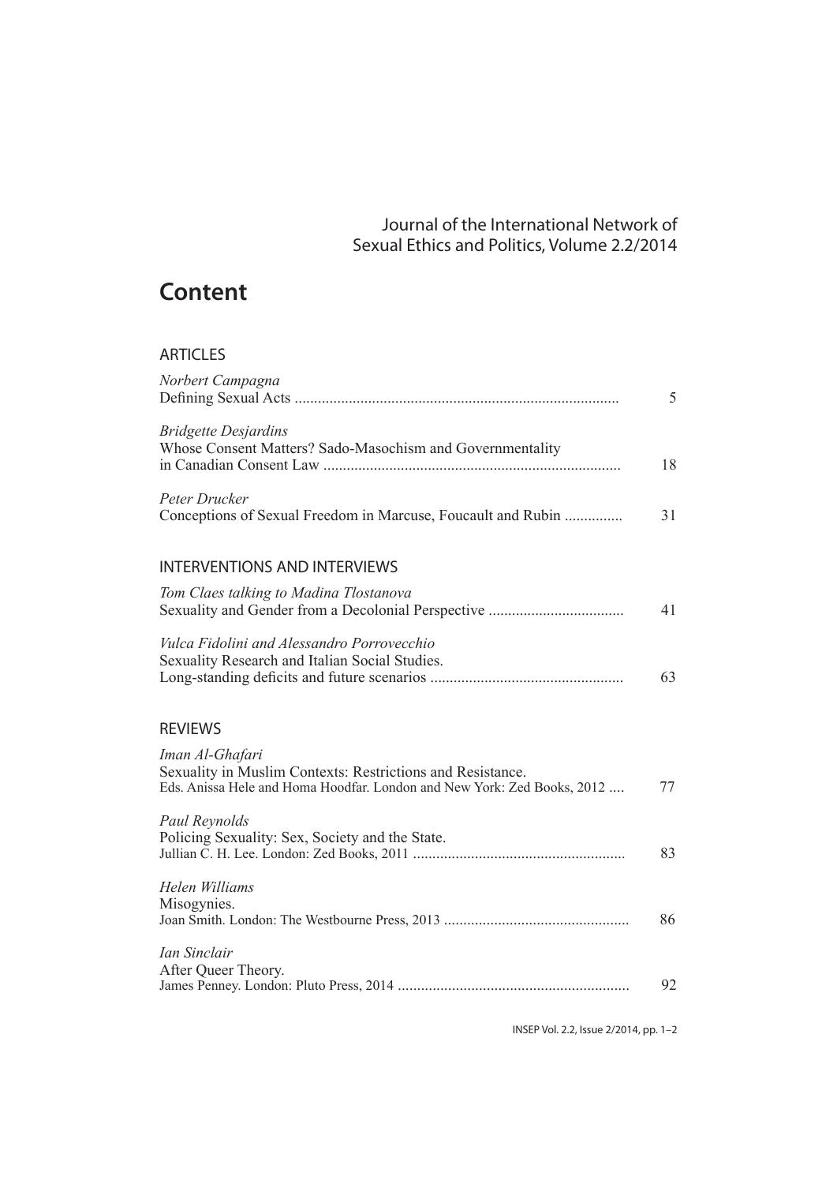Journal of the International Network of Sexual Ethics and Politics, Volume 2.2/2014

# Content

## ARTICLES

*Norbert Campagna*
Defining Sexual Acts ........ 5

*Bridgette Desjardins*
Whose Consent Matters? Sado-Masochism and Governmentality in Canadian Consent Law ........ 18

*Peter Drucker*
Conceptions of Sexual Freedom in Marcuse, Foucault and Rubin ........ 31

## INTERVENTIONS AND INTERVIEWS

*Tom Claes talking to Madina Tlostanova*
Sexuality and Gender from a Decolonial Perspective ........ 41

*Vulca Fidolini and Alessandro Porrovecchio*
Sexuality Research and Italian Social Studies. Long-standing deficits and future scenarios ........ 63

## REVIEWS

*Iman Al-Ghafari*
Sexuality in Muslim Contexts: Restrictions and Resistance.
Eds. Anissa Hele and Homa Hoodfar. London and New York: Zed Books, 2012 ........ 77

*Paul Reynolds*
Policing Sexuality: Sex, Society and the State.
Jullian C. H. Lee. London: Zed Books, 2011 ........ 83

*Helen Williams*
Misogynies.
Joan Smith. London: The Westbourne Press, 2013 ........ 86

*Ian Sinclair*
After Queer Theory.
James Penney. London: Pluto Press, 2014 ........ 92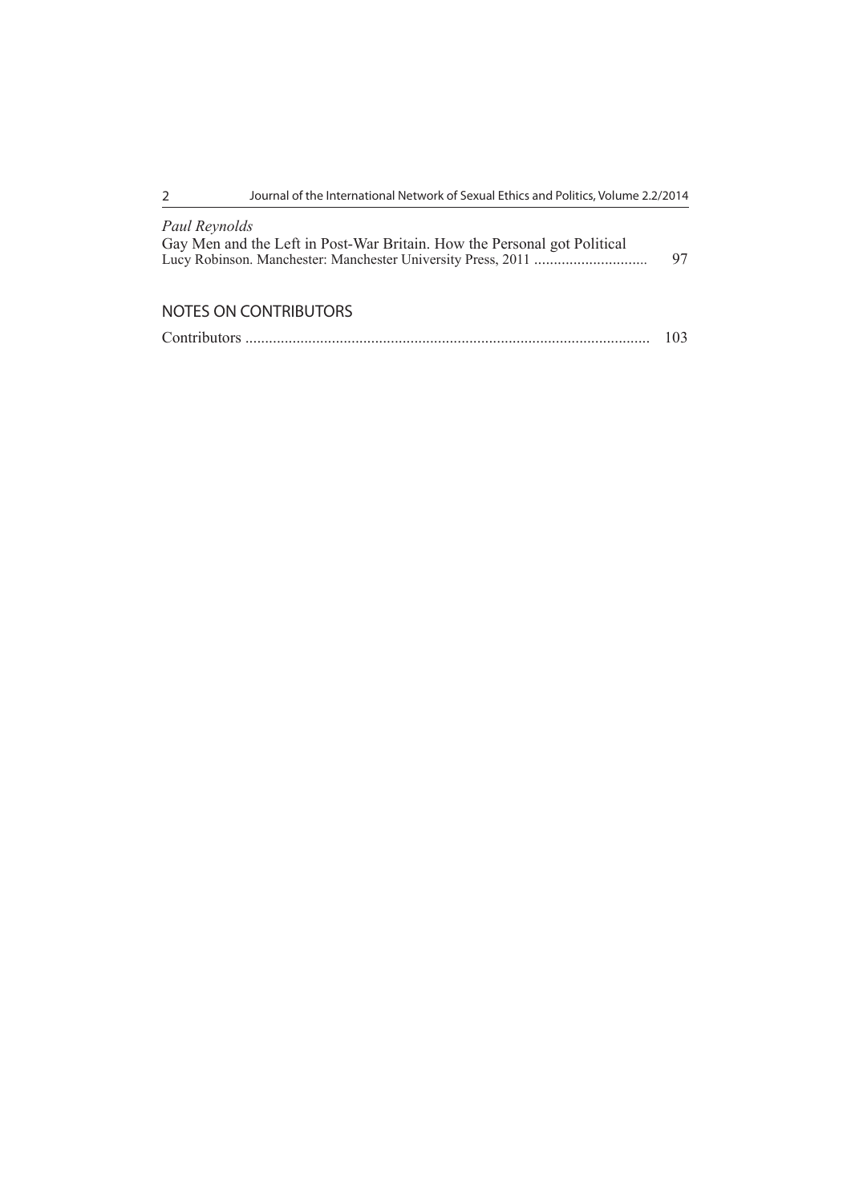*Paul Reynolds*
Gay Men and the Left in Post-War Britain. How the Personal got Political
Lucy Robinson. Manchester: Manchester University Press, 2011 ............................. 97

## NOTES ON CONTRIBUTORS

Contributors ...................................................................................................... 103